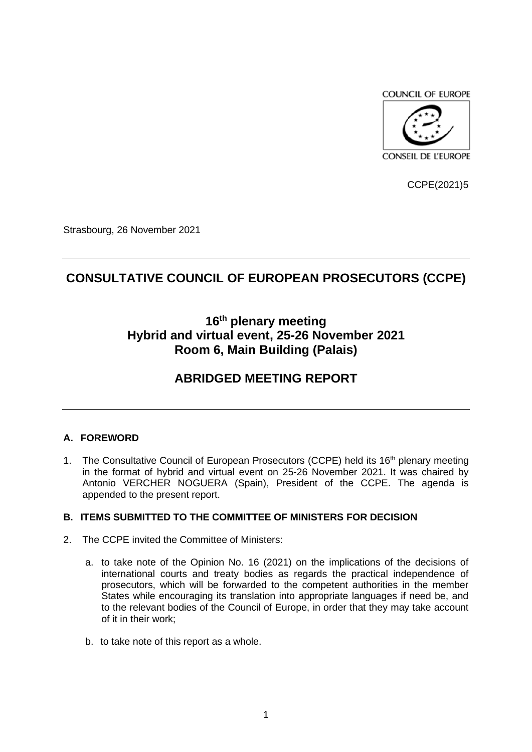COUNCIL OF EUROPE

CONSEIL DE L'EUROPE

CCPE(2021)5

Strasbourg, 26 November 2021

# CONSULTATIVE COUNCIL OF EUROPEAN PROSECUTORS (CCPE)

## 16th plenary meeting
## Hybrid and virtual event, 25-26 November 2021
## Room 6, Main Building (Palais)

## ABRIDGED MEETING REPORT

### A. FOREWORD

1. The Consultative Council of European Prosecutors (CCPE) held its 16th plenary meeting in the format of hybrid and virtual event on 25-26 November 2021. It was chaired by Antonio VERCHER NOGUERA (Spain), President of the CCPE. The agenda is appended to the present report.

### B. ITEMS SUBMITTED TO THE COMMITTEE OF MINISTERS FOR DECISION

2. The CCPE invited the Committee of Ministers:

   a. to take note of the Opinion No. 16 (2021) on the implications of the decisions of international courts and treaty bodies as regards the practical independence of prosecutors, which will be forwarded to the competent authorities in the member States while encouraging its translation into appropriate languages if need be, and to the relevant bodies of the Council of Europe, in order that they may take account of it in their work;

   b. to take note of this report as a whole.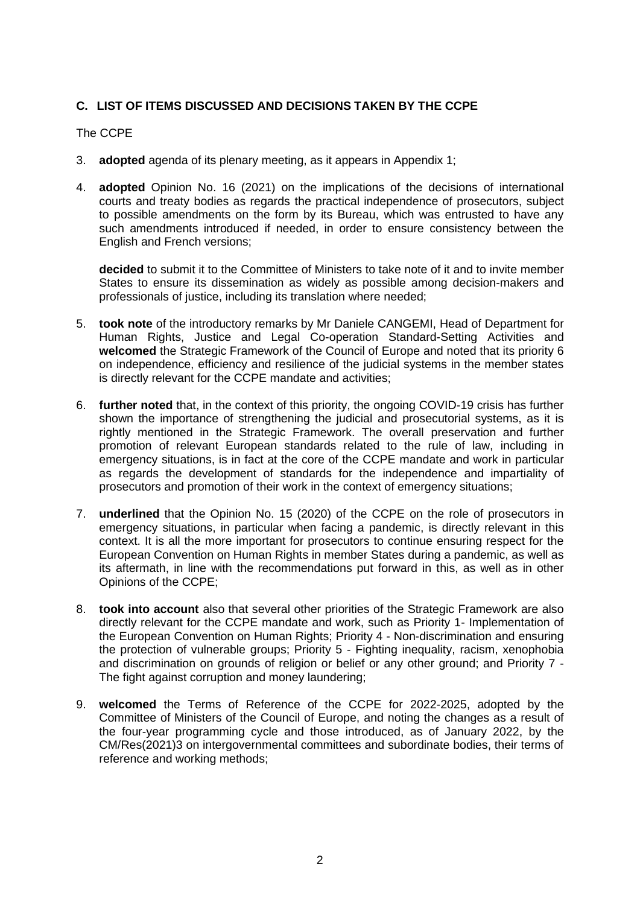## C. LIST OF ITEMS DISCUSSED AND DECISIONS TAKEN BY THE CCPE

The CCPE

3. **adopted** agenda of its plenary meeting, as it appears in Appendix 1;

4. **adopted** Opinion No. 16 (2021) on the implications of the decisions of international courts and treaty bodies as regards the practical independence of prosecutors, subject to possible amendments on the form by its Bureau, which was entrusted to have any such amendments introduced if needed, in order to ensure consistency between the English and French versions;

   **decided** to submit it to the Committee of Ministers to take note of it and to invite member States to ensure its dissemination as widely as possible among decision-makers and professionals of justice, including its translation where needed;

5. **took note** of the introductory remarks by Mr Daniele CANGEMI, Head of Department for Human Rights, Justice and Legal Co-operation Standard-Setting Activities and **welcomed** the Strategic Framework of the Council of Europe and noted that its priority 6 on independence, efficiency and resilience of the judicial systems in the member states is directly relevant for the CCPE mandate and activities;

6. **further noted** that, in the context of this priority, the ongoing COVID-19 crisis has further shown the importance of strengthening the judicial and prosecutorial systems, as it is rightly mentioned in the Strategic Framework. The overall preservation and further promotion of relevant European standards related to the rule of law, including in emergency situations, is in fact at the core of the CCPE mandate and work in particular as regards the development of standards for the independence and impartiality of prosecutors and promotion of their work in the context of emergency situations;

7. **underlined** that the Opinion No. 15 (2020) of the CCPE on the role of prosecutors in emergency situations, in particular when facing a pandemic, is directly relevant in this context. It is all the more important for prosecutors to continue ensuring respect for the European Convention on Human Rights in member States during a pandemic, as well as its aftermath, in line with the recommendations put forward in this, as well as in other Opinions of the CCPE;

8. **took into account** also that several other priorities of the Strategic Framework are also directly relevant for the CCPE mandate and work, such as Priority 1- Implementation of the European Convention on Human Rights; Priority 4 - Non-discrimination and ensuring the protection of vulnerable groups; Priority 5 - Fighting inequality, racism, xenophobia and discrimination on grounds of religion or belief or any other ground; and Priority 7 - The fight against corruption and money laundering;

9. **welcomed** the Terms of Reference of the CCPE for 2022-2025, adopted by the Committee of Ministers of the Council of Europe, and noting the changes as a result of the four-year programming cycle and those introduced, as of January 2022, by the CM/Res(2021)3 on intergovernmental committees and subordinate bodies, their terms of reference and working methods;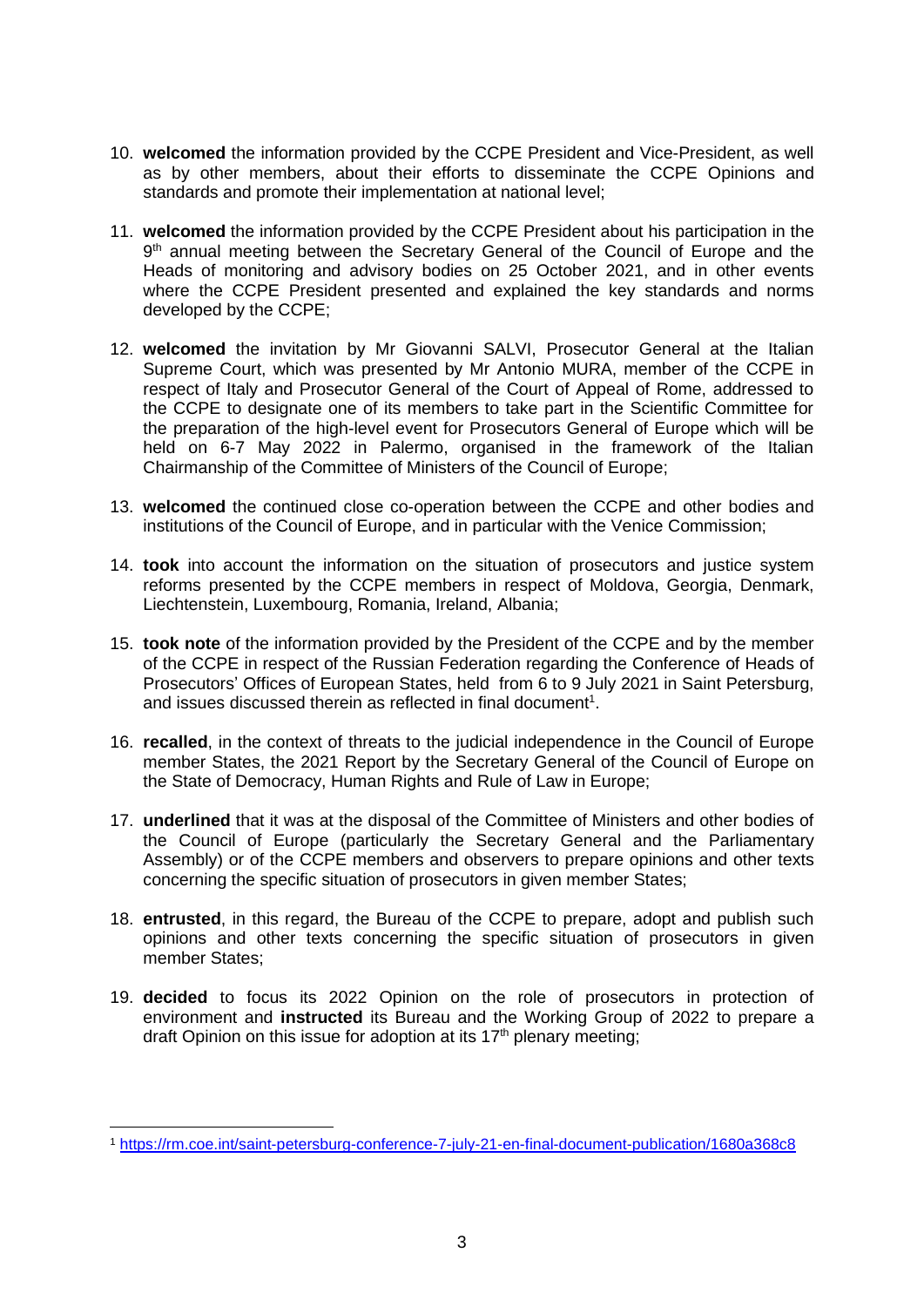10. **welcomed** the information provided by the CCPE President and Vice-President, as well as by other members, about their efforts to disseminate the CCPE Opinions and standards and promote their implementation at national level;

11. **welcomed** the information provided by the CCPE President about his participation in the 9th annual meeting between the Secretary General of the Council of Europe and the Heads of monitoring and advisory bodies on 25 October 2021, and in other events where the CCPE President presented and explained the key standards and norms developed by the CCPE;

12. **welcomed** the invitation by Mr Giovanni SALVI, Prosecutor General at the Italian Supreme Court, which was presented by Mr Antonio MURA, member of the CCPE in respect of Italy and Prosecutor General of the Court of Appeal of Rome, addressed to the CCPE to designate one of its members to take part in the Scientific Committee for the preparation of the high-level event for Prosecutors General of Europe which will be held on 6-7 May 2022 in Palermo, organised in the framework of the Italian Chairmanship of the Committee of Ministers of the Council of Europe;

13. **welcomed** the continued close co-operation between the CCPE and other bodies and institutions of the Council of Europe, and in particular with the Venice Commission;

14. **took** into account the information on the situation of prosecutors and justice system reforms presented by the CCPE members in respect of Moldova, Georgia, Denmark, Liechtenstein, Luxembourg, Romania, Ireland, Albania;

15. **took note** of the information provided by the President of the CCPE and by the member of the CCPE in respect of the Russian Federation regarding the Conference of Heads of Prosecutors' Offices of European States, held from 6 to 9 July 2021 in Saint Petersburg, and issues discussed therein as reflected in final document[1].

16. **recalled**, in the context of threats to the judicial independence in the Council of Europe member States, the 2021 Report by the Secretary General of the Council of Europe on the State of Democracy, Human Rights and Rule of Law in Europe;

17. **underlined** that it was at the disposal of the Committee of Ministers and other bodies of the Council of Europe (particularly the Secretary General and the Parliamentary Assembly) or of the CCPE members and observers to prepare opinions and other texts concerning the specific situation of prosecutors in given member States;

18. **entrusted**, in this regard, the Bureau of the CCPE to prepare, adopt and publish such opinions and other texts concerning the specific situation of prosecutors in given member States;

19. **decided** to focus its 2022 Opinion on the role of prosecutors in protection of environment and **instructed** its Bureau and the Working Group of 2022 to prepare a draft Opinion on this issue for adoption at its 17th plenary meeting;

---

[1] https://rm.coe.int/saint-petersburg-conference-7-july-21-en-final-document-publication/1680a368c8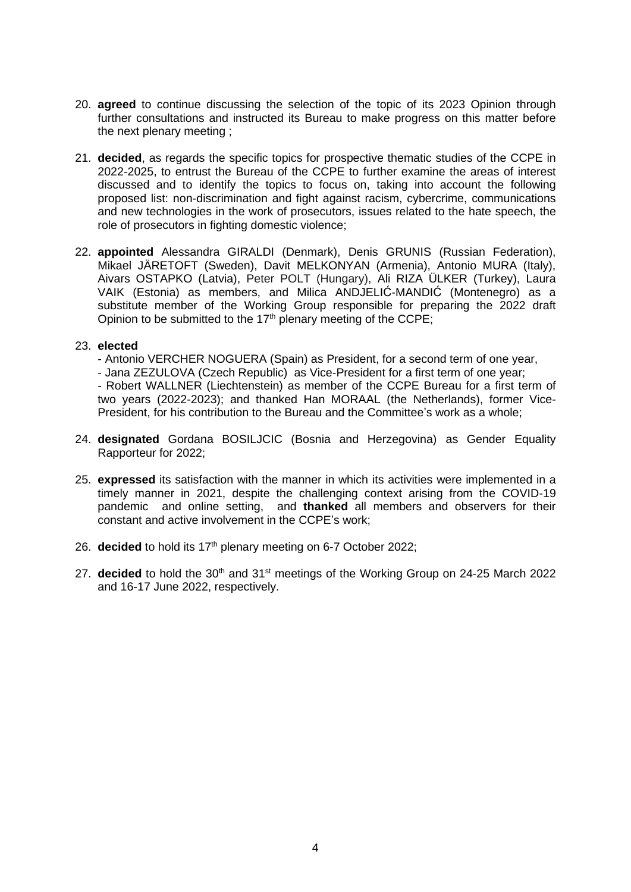20. **agreed** to continue discussing the selection of the topic of its 2023 Opinion through further consultations and instructed its Bureau to make progress on this matter before the next plenary meeting ;

21. **decided**, as regards the specific topics for prospective thematic studies of the CCPE in 2022-2025, to entrust the Bureau of the CCPE to further examine the areas of interest discussed and to identify the topics to focus on, taking into account the following proposed list: non-discrimination and fight against racism, cybercrime, communications and new technologies in the work of prosecutors, issues related to the hate speech, the role of prosecutors in fighting domestic violence;

22. **appointed** Alessandra GIRALDI (Denmark), Denis GRUNIS (Russian Federation), Mikael JÄRETOFT (Sweden), Davit MELKONYAN (Armenia), Antonio MURA (Italy), Aivars OSTAPKO (Latvia), Peter POLT (Hungary), Ali RIZA ÜLKER (Turkey), Laura VAIK (Estonia) as members, and Milica ANDJELIĆ-MANDIĆ (Montenegro) as a substitute member of the Working Group responsible for preparing the 2022 draft Opinion to be submitted to the 17th plenary meeting of the CCPE;

23. **elected**
    - Antonio VERCHER NOGUERA (Spain) as President, for a second term of one year,
    - Jana ZEZULOVA (Czech Republic) as Vice-President for a first term of one year;
    - Robert WALLNER (Liechtenstein) as member of the CCPE Bureau for a first term of two years (2022-2023); and thanked Han MORAAL (the Netherlands), former Vice-President, for his contribution to the Bureau and the Committee's work as a whole;

24. **designated** Gordana BOSILJCIC (Bosnia and Herzegovina) as Gender Equality Rapporteur for 2022;

25. **expressed** its satisfaction with the manner in which its activities were implemented in a timely manner in 2021, despite the challenging context arising from the COVID-19 pandemic and online setting, and **thanked** all members and observers for their constant and active involvement in the CCPE's work;

26. **decided** to hold its 17th plenary meeting on 6-7 October 2022;

27. **decided** to hold the 30th and 31st meetings of the Working Group on 24-25 March 2022 and 16-17 June 2022, respectively.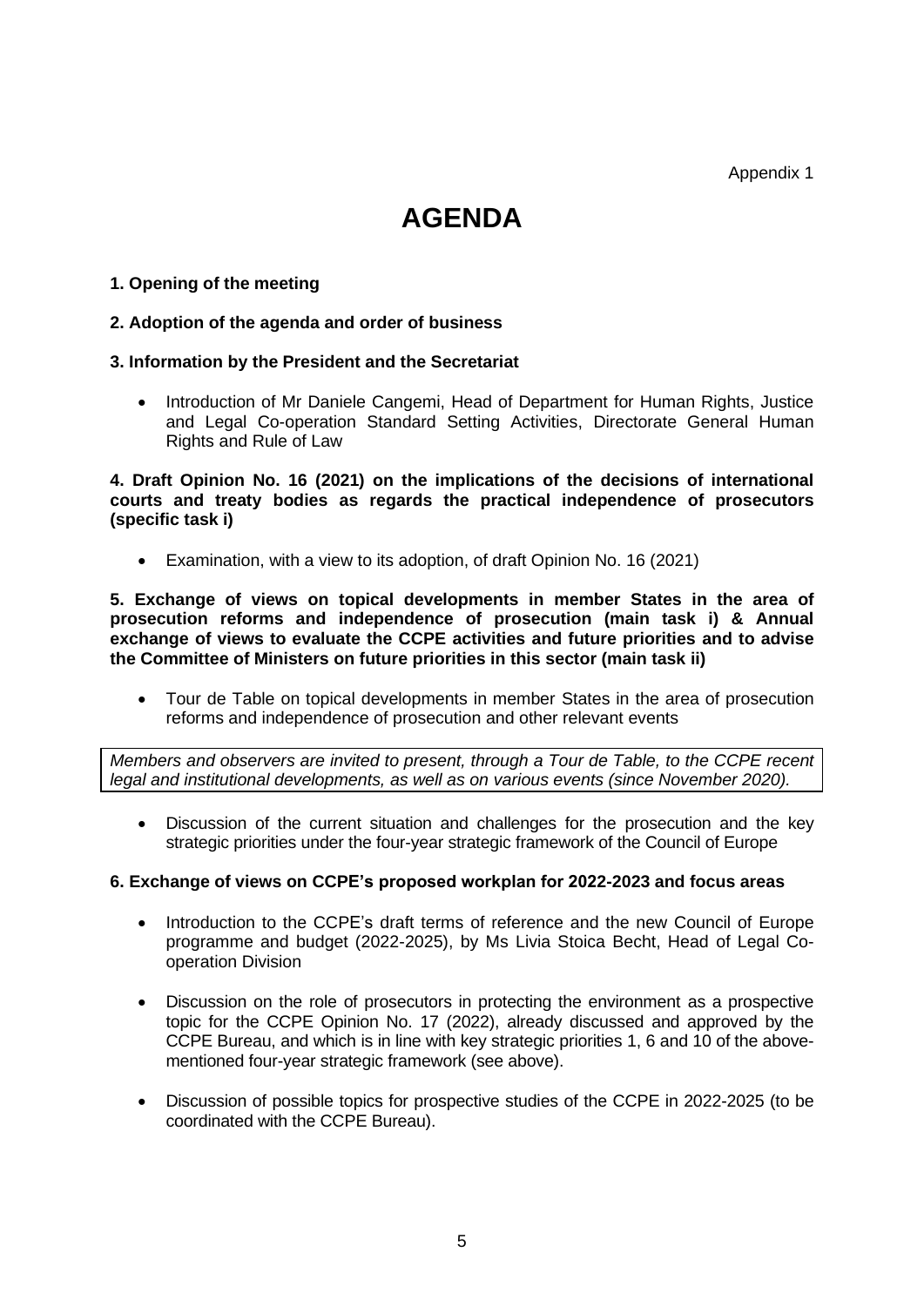Appendix 1

# AGENDA

**1. Opening of the meeting**

**2. Adoption of the agenda and order of business**

**3. Information by the President and the Secretariat**

- Introduction of Mr Daniele Cangemi, Head of Department for Human Rights, Justice and Legal Co-operation Standard Setting Activities, Directorate General Human Rights and Rule of Law

**4. Draft Opinion No. 16 (2021) on the implications of the decisions of international courts and treaty bodies as regards the practical independence of prosecutors (specific task i)**

- Examination, with a view to its adoption, of draft Opinion No. 16 (2021)

**5. Exchange of views on topical developments in member States in the area of prosecution reforms and independence of prosecution (main task i) & Annual exchange of views to evaluate the CCPE activities and future priorities and to advise the Committee of Ministers on future priorities in this sector (main task ii)**

- Tour de Table on topical developments in member States in the area of prosecution reforms and independence of prosecution and other relevant events

*Members and observers are invited to present, through a Tour de Table, to the CCPE recent legal and institutional developments, as well as on various events (since November 2020).*

- Discussion of the current situation and challenges for the prosecution and the key strategic priorities under the four-year strategic framework of the Council of Europe

**6. Exchange of views on CCPE's proposed workplan for 2022-2023 and focus areas**

- Introduction to the CCPE's draft terms of reference and the new Council of Europe programme and budget (2022-2025), by Ms Livia Stoica Becht, Head of Legal Co-operation Division

- Discussion on the role of prosecutors in protecting the environment as a prospective topic for the CCPE Opinion No. 17 (2022), already discussed and approved by the CCPE Bureau, and which is in line with key strategic priorities 1, 6 and 10 of the above-mentioned four-year strategic framework (see above).

- Discussion of possible topics for prospective studies of the CCPE in 2022-2025 (to be coordinated with the CCPE Bureau).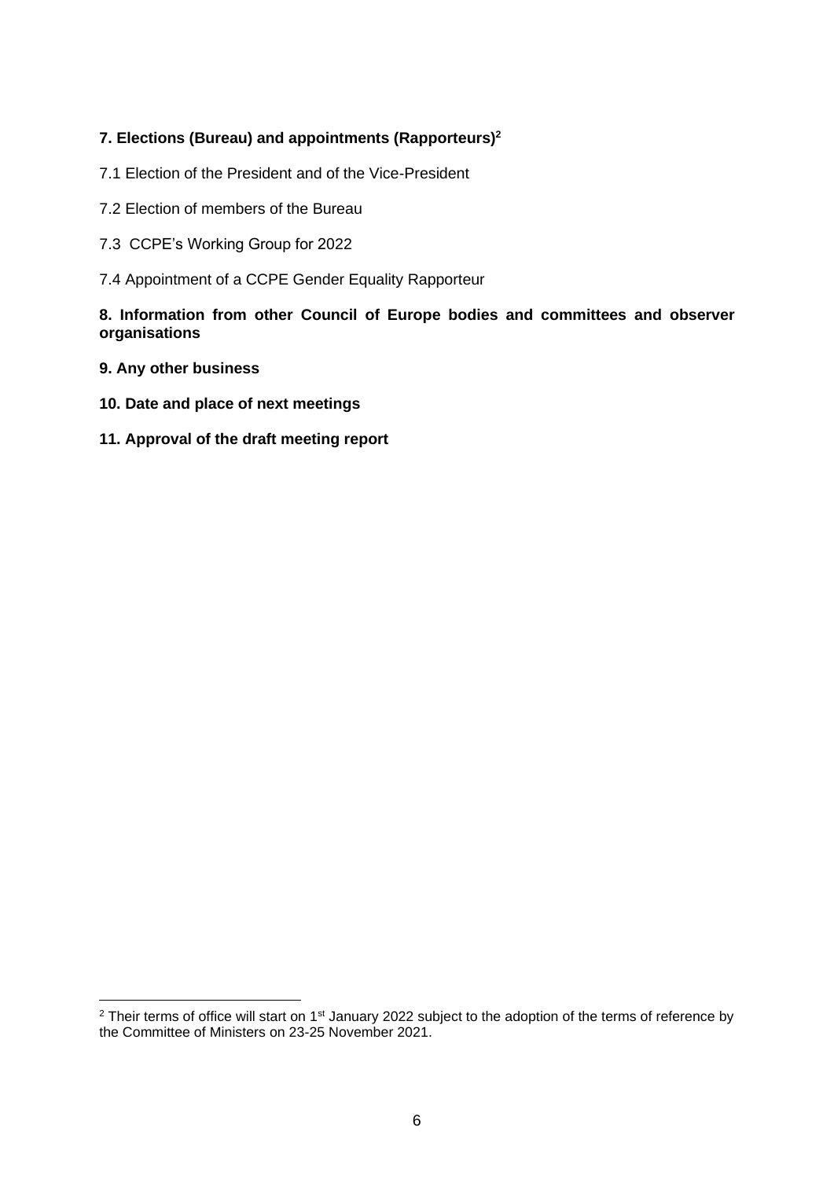**7. Elections (Bureau) and appointments (Rapporteurs)[2]**

7.1 Election of the President and of the Vice-President

7.2 Election of members of the Bureau

7.3 CCPE's Working Group for 2022

7.4 Appointment of a CCPE Gender Equality Rapporteur

**8. Information from other Council of Europe bodies and committees and observer organisations**

**9. Any other business**

**10. Date and place of next meetings**

**11. Approval of the draft meeting report**

---

[2] Their terms of office will start on 1st January 2022 subject to the adoption of the terms of reference by the Committee of Ministers on 23-25 November 2021.